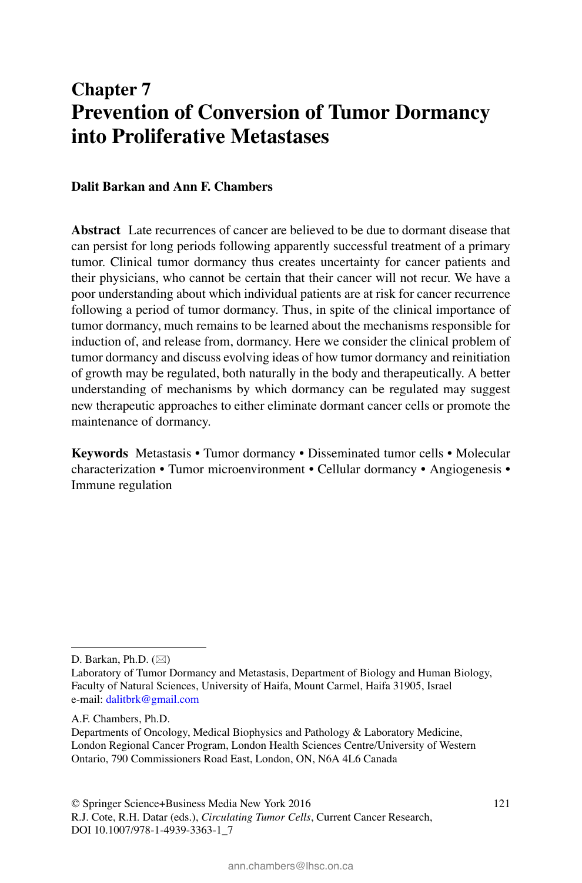# Chapter 7
# Prevention of Conversion of Tumor Dormancy into Proliferative Metastases

**Dalit Barkan and Ann F. Chambers**

**Abstract** Late recurrences of cancer are believed to be due to dormant disease that can persist for long periods following apparently successful treatment of a primary tumor. Clinical tumor dormancy thus creates uncertainty for cancer patients and their physicians, who cannot be certain that their cancer will not recur. We have a poor understanding about which individual patients are at risk for cancer recurrence following a period of tumor dormancy. Thus, in spite of the clinical importance of tumor dormancy, much remains to be learned about the mechanisms responsible for induction of, and release from, dormancy. Here we consider the clinical problem of tumor dormancy and discuss evolving ideas of how tumor dormancy and reinitiation of growth may be regulated, both naturally in the body and therapeutically. A better understanding of mechanisms by which dormancy can be regulated may suggest new therapeutic approaches to either eliminate dormant cancer cells or promote the maintenance of dormancy.

**Keywords** Metastasis • Tumor dormancy • Disseminated tumor cells • Molecular characterization • Tumor microenvironment • Cellular dormancy • Angiogenesis • Immune regulation

---

D. Barkan, Ph.D. (✉)
Laboratory of Tumor Dormancy and Metastasis, Department of Biology and Human Biology, Faculty of Natural Sciences, University of Haifa, Mount Carmel, Haifa 31905, Israel
e-mail: dalitbrk@gmail.com

A.F. Chambers, Ph.D.
Departments of Oncology, Medical Biophysics and Pathology & Laboratory Medicine, London Regional Cancer Program, London Health Sciences Centre/University of Western Ontario, 790 Commissioners Road East, London, ON, N6A 4L6 Canada

© Springer Science+Business Media New York 2016
R.J. Cote, R.H. Datar (eds.), *Circulating Tumor Cells*, Current Cancer Research, DOI 10.1007/978-1-4939-3363-1_7

ann.chambers@lhsc.on.ca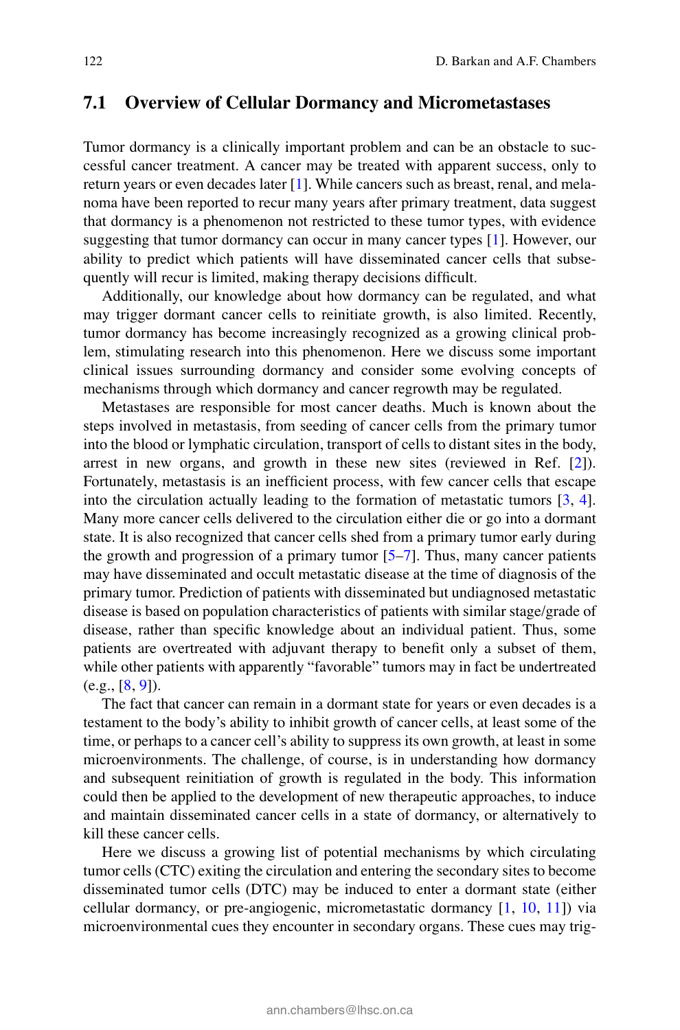## 7.1 Overview of Cellular Dormancy and Micrometastases

Tumor dormancy is a clinically important problem and can be an obstacle to successful cancer treatment. A cancer may be treated with apparent success, only to return years or even decades later [1]. While cancers such as breast, renal, and melanoma have been reported to recur many years after primary treatment, data suggest that dormancy is a phenomenon not restricted to these tumor types, with evidence suggesting that tumor dormancy can occur in many cancer types [1]. However, our ability to predict which patients will have disseminated cancer cells that subsequently will recur is limited, making therapy decisions difficult.

Additionally, our knowledge about how dormancy can be regulated, and what may trigger dormant cancer cells to reinitiate growth, is also limited. Recently, tumor dormancy has become increasingly recognized as a growing clinical problem, stimulating research into this phenomenon. Here we discuss some important clinical issues surrounding dormancy and consider some evolving concepts of mechanisms through which dormancy and cancer regrowth may be regulated.

Metastases are responsible for most cancer deaths. Much is known about the steps involved in metastasis, from seeding of cancer cells from the primary tumor into the blood or lymphatic circulation, transport of cells to distant sites in the body, arrest in new organs, and growth in these new sites (reviewed in Ref. [2]). Fortunately, metastasis is an inefficient process, with few cancer cells that escape into the circulation actually leading to the formation of metastatic tumors [3, 4]. Many more cancer cells delivered to the circulation either die or go into a dormant state. It is also recognized that cancer cells shed from a primary tumor early during the growth and progression of a primary tumor [5–7]. Thus, many cancer patients may have disseminated and occult metastatic disease at the time of diagnosis of the primary tumor. Prediction of patients with disseminated but undiagnosed metastatic disease is based on population characteristics of patients with similar stage/grade of disease, rather than specific knowledge about an individual patient. Thus, some patients are overtreated with adjuvant therapy to benefit only a subset of them, while other patients with apparently "favorable" tumors may in fact be undertreated (e.g., [8, 9]).

The fact that cancer can remain in a dormant state for years or even decades is a testament to the body's ability to inhibit growth of cancer cells, at least some of the time, or perhaps to a cancer cell's ability to suppress its own growth, at least in some microenvironments. The challenge, of course, is in understanding how dormancy and subsequent reinitiation of growth is regulated in the body. This information could then be applied to the development of new therapeutic approaches, to induce and maintain disseminated cancer cells in a state of dormancy, or alternatively to kill these cancer cells.

Here we discuss a growing list of potential mechanisms by which circulating tumor cells (CTC) exiting the circulation and entering the secondary sites to become disseminated tumor cells (DTC) may be induced to enter a dormant state (either cellular dormancy, or pre-angiogenic, micrometastatic dormancy [1, 10, 11]) via microenvironmental cues they encounter in secondary organs. These cues may trig-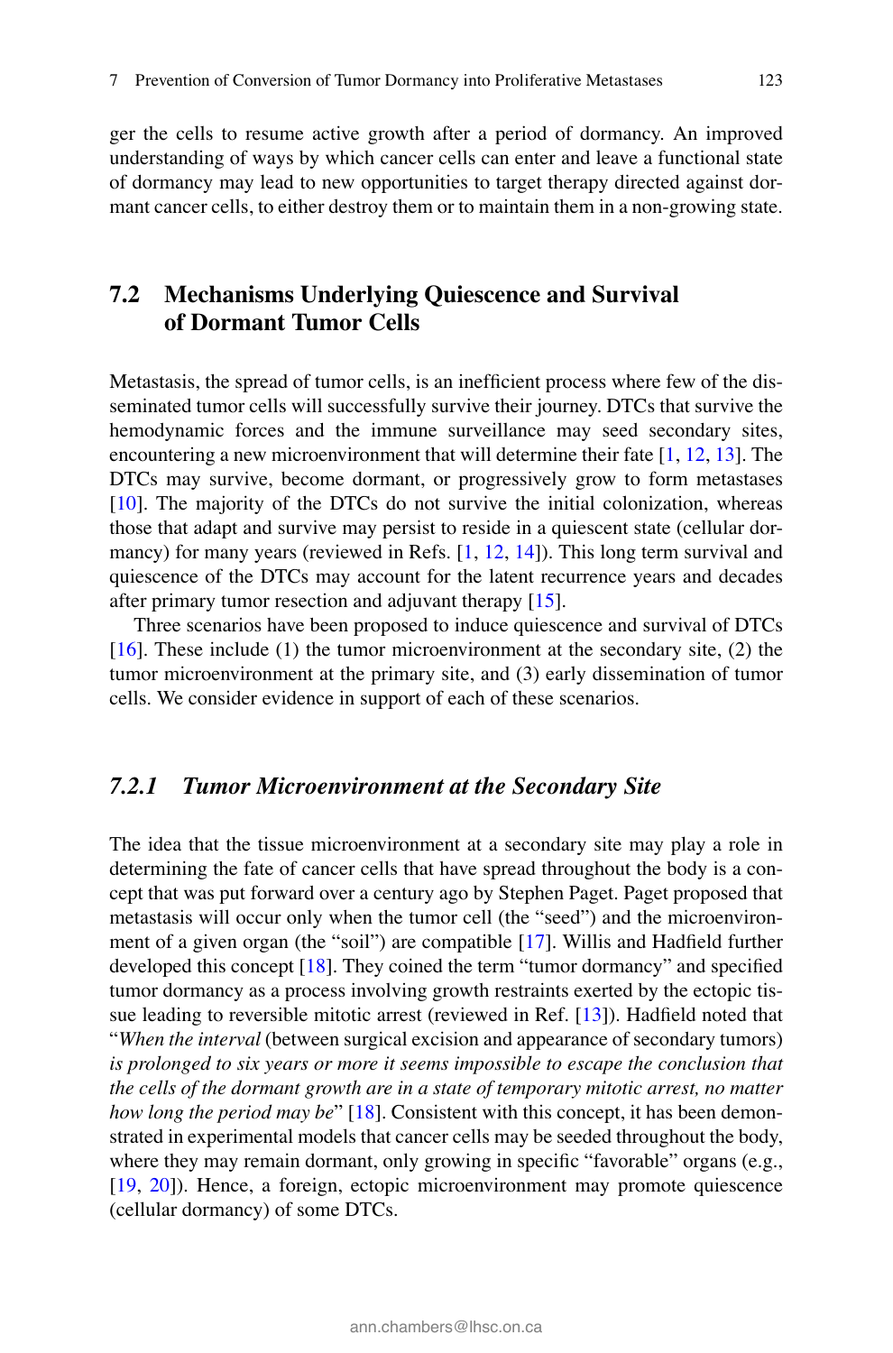ger the cells to resume active growth after a period of dormancy. An improved understanding of ways by which cancer cells can enter and leave a functional state of dormancy may lead to new opportunities to target therapy directed against dormant cancer cells, to either destroy them or to maintain them in a non-growing state.

## 7.2 Mechanisms Underlying Quiescence and Survival of Dormant Tumor Cells

Metastasis, the spread of tumor cells, is an inefficient process where few of the disseminated tumor cells will successfully survive their journey. DTCs that survive the hemodynamic forces and the immune surveillance may seed secondary sites, encountering a new microenvironment that will determine their fate [1, 12, 13]. The DTCs may survive, become dormant, or progressively grow to form metastases [10]. The majority of the DTCs do not survive the initial colonization, whereas those that adapt and survive may persist to reside in a quiescent state (cellular dormancy) for many years (reviewed in Refs. [1, 12, 14]). This long term survival and quiescence of the DTCs may account for the latent recurrence years and decades after primary tumor resection and adjuvant therapy [15].

Three scenarios have been proposed to induce quiescence and survival of DTCs [16]. These include (1) the tumor microenvironment at the secondary site, (2) the tumor microenvironment at the primary site, and (3) early dissemination of tumor cells. We consider evidence in support of each of these scenarios.

### *7.2.1 Tumor Microenvironment at the Secondary Site*

The idea that the tissue microenvironment at a secondary site may play a role in determining the fate of cancer cells that have spread throughout the body is a concept that was put forward over a century ago by Stephen Paget. Paget proposed that metastasis will occur only when the tumor cell (the "seed") and the microenvironment of a given organ (the "soil") are compatible [17]. Willis and Hadfield further developed this concept [18]. They coined the term "tumor dormancy" and specified tumor dormancy as a process involving growth restraints exerted by the ectopic tissue leading to reversible mitotic arrest (reviewed in Ref. [13]). Hadfield noted that "*When the interval* (between surgical excision and appearance of secondary tumors) *is prolonged to six years or more it seems impossible to escape the conclusion that the cells of the dormant growth are in a state of temporary mitotic arrest, no matter how long the period may be*" [18]. Consistent with this concept, it has been demonstrated in experimental models that cancer cells may be seeded throughout the body, where they may remain dormant, only growing in specific "favorable" organs (e.g., [19, 20]). Hence, a foreign, ectopic microenvironment may promote quiescence (cellular dormancy) of some DTCs.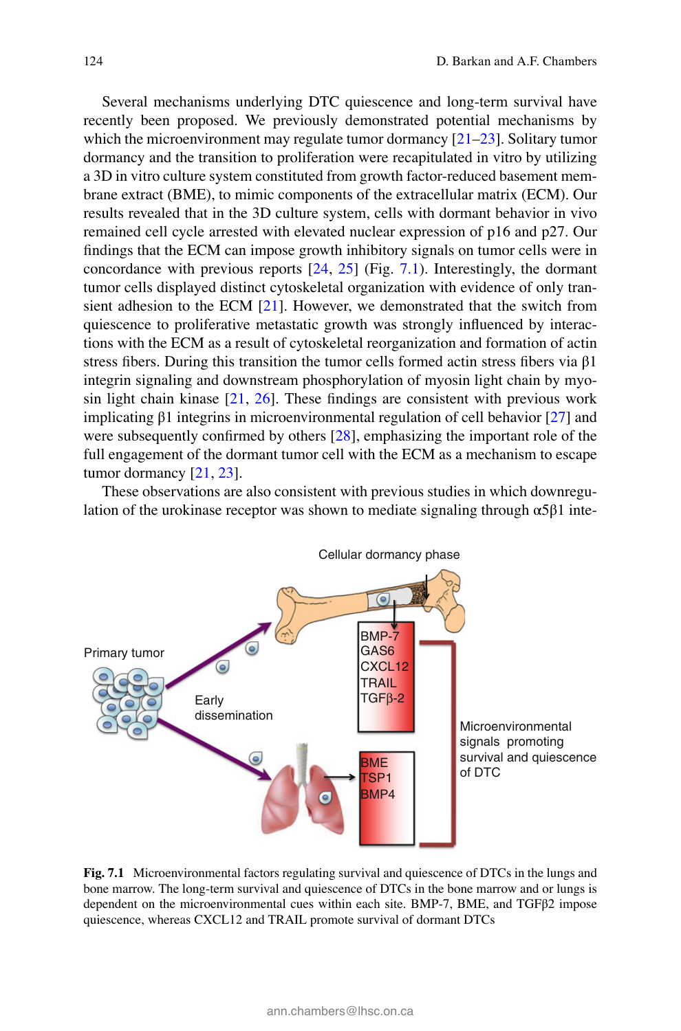Several mechanisms underlying DTC quiescence and long-term survival have recently been proposed. We previously demonstrated potential mechanisms by which the microenvironment may regulate tumor dormancy [21–23]. Solitary tumor dormancy and the transition to proliferation were recapitulated in vitro by utilizing a 3D in vitro culture system constituted from growth factor-reduced basement membrane extract (BME), to mimic components of the extracellular matrix (ECM). Our results revealed that in the 3D culture system, cells with dormant behavior in vivo remained cell cycle arrested with elevated nuclear expression of p16 and p27. Our findings that the ECM can impose growth inhibitory signals on tumor cells were in concordance with previous reports [24, 25] (Fig. 7.1). Interestingly, the dormant tumor cells displayed distinct cytoskeletal organization with evidence of only transient adhesion to the ECM [21]. However, we demonstrated that the switch from quiescence to proliferative metastatic growth was strongly influenced by interactions with the ECM as a result of cytoskeletal reorganization and formation of actin stress fibers. During this transition the tumor cells formed actin stress fibers via β1 integrin signaling and downstream phosphorylation of myosin light chain by myosin light chain kinase [21, 26]. These findings are consistent with previous work implicating β1 integrins in microenvironmental regulation of cell behavior [27] and were subsequently confirmed by others [28], emphasizing the important role of the full engagement of the dormant tumor cell with the ECM as a mechanism to escape tumor dormancy [21, 23].

These observations are also consistent with previous studies in which downregulation of the urokinase receptor was shown to mediate signaling through α5β1 inte-

**Fig. 7.1** Microenvironmental factors regulating survival and quiescence of DTCs in the lungs and bone marrow. The long-term survival and quiescence of DTCs in the bone marrow and or lungs is dependent on the microenvironmental cues within each site. BMP-7, BME, and TGFβ2 impose quiescence, whereas CXCL12 and TRAIL promote survival of dormant DTCs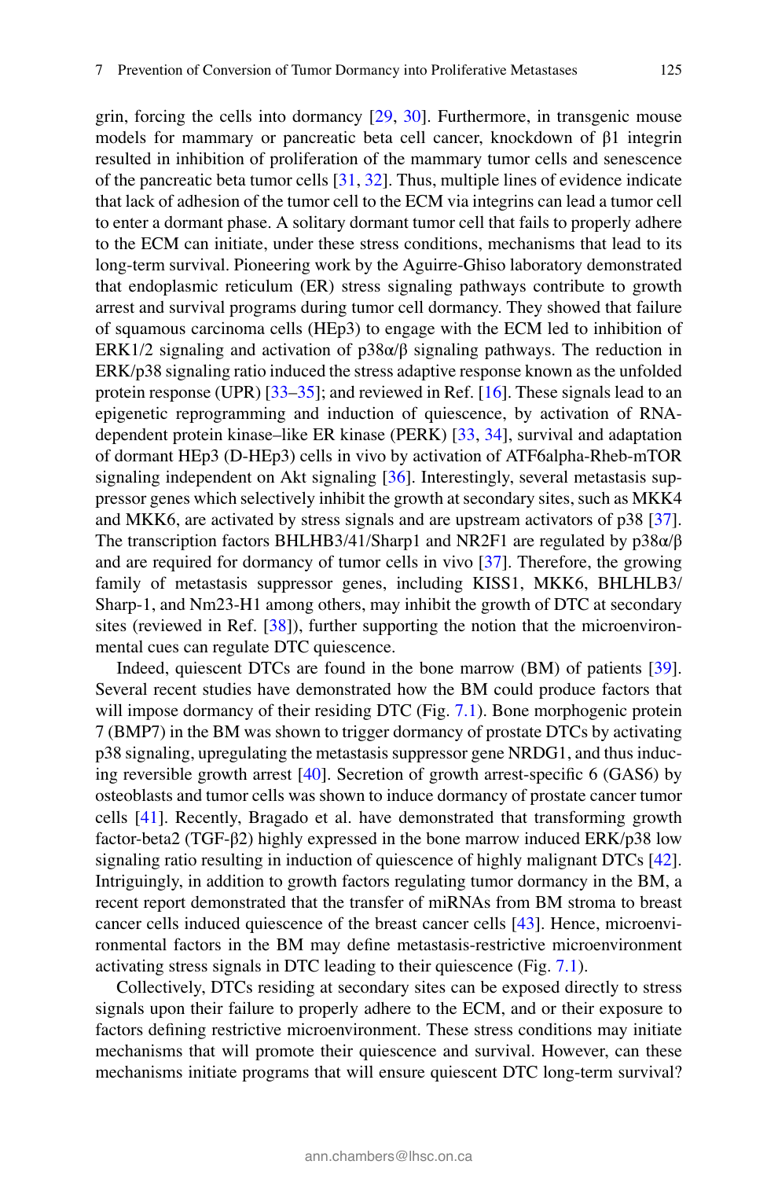grin, forcing the cells into dormancy [29, 30]. Furthermore, in transgenic mouse models for mammary or pancreatic beta cell cancer, knockdown of β1 integrin resulted in inhibition of proliferation of the mammary tumor cells and senescence of the pancreatic beta tumor cells [31, 32]. Thus, multiple lines of evidence indicate that lack of adhesion of the tumor cell to the ECM via integrins can lead a tumor cell to enter a dormant phase. A solitary dormant tumor cell that fails to properly adhere to the ECM can initiate, under these stress conditions, mechanisms that lead to its long-term survival. Pioneering work by the Aguirre-Ghiso laboratory demonstrated that endoplasmic reticulum (ER) stress signaling pathways contribute to growth arrest and survival programs during tumor cell dormancy. They showed that failure of squamous carcinoma cells (HEp3) to engage with the ECM led to inhibition of ERK1/2 signaling and activation of p38α/β signaling pathways. The reduction in ERK/p38 signaling ratio induced the stress adaptive response known as the unfolded protein response (UPR) [33–35]; and reviewed in Ref. [16]. These signals lead to an epigenetic reprogramming and induction of quiescence, by activation of RNA-dependent protein kinase–like ER kinase (PERK) [33, 34], survival and adaptation of dormant HEp3 (D-HEp3) cells in vivo by activation of ATF6alpha-Rheb-mTOR signaling independent on Akt signaling [36]. Interestingly, several metastasis suppressor genes which selectively inhibit the growth at secondary sites, such as MKK4 and MKK6, are activated by stress signals and are upstream activators of p38 [37]. The transcription factors BHLHB3/41/Sharp1 and NR2F1 are regulated by p38α/β and are required for dormancy of tumor cells in vivo [37]. Therefore, the growing family of metastasis suppressor genes, including KISS1, MKK6, BHLHLB3/Sharp-1, and Nm23-H1 among others, may inhibit the growth of DTC at secondary sites (reviewed in Ref. [38]), further supporting the notion that the microenvironmental cues can regulate DTC quiescence.

Indeed, quiescent DTCs are found in the bone marrow (BM) of patients [39]. Several recent studies have demonstrated how the BM could produce factors that will impose dormancy of their residing DTC (Fig. 7.1). Bone morphogenic protein 7 (BMP7) in the BM was shown to trigger dormancy of prostate DTCs by activating p38 signaling, upregulating the metastasis suppressor gene NRDG1, and thus inducing reversible growth arrest [40]. Secretion of growth arrest-specific 6 (GAS6) by osteoblasts and tumor cells was shown to induce dormancy of prostate cancer tumor cells [41]. Recently, Bragado et al. have demonstrated that transforming growth factor-beta2 (TGF-β2) highly expressed in the bone marrow induced ERK/p38 low signaling ratio resulting in induction of quiescence of highly malignant DTCs [42]. Intriguingly, in addition to growth factors regulating tumor dormancy in the BM, a recent report demonstrated that the transfer of miRNAs from BM stroma to breast cancer cells induced quiescence of the breast cancer cells [43]. Hence, microenvironmental factors in the BM may define metastasis-restrictive microenvironment activating stress signals in DTC leading to their quiescence (Fig. 7.1).

Collectively, DTCs residing at secondary sites can be exposed directly to stress signals upon their failure to properly adhere to the ECM, and or their exposure to factors defining restrictive microenvironment. These stress conditions may initiate mechanisms that will promote their quiescence and survival. However, can these mechanisms initiate programs that will ensure quiescent DTC long-term survival?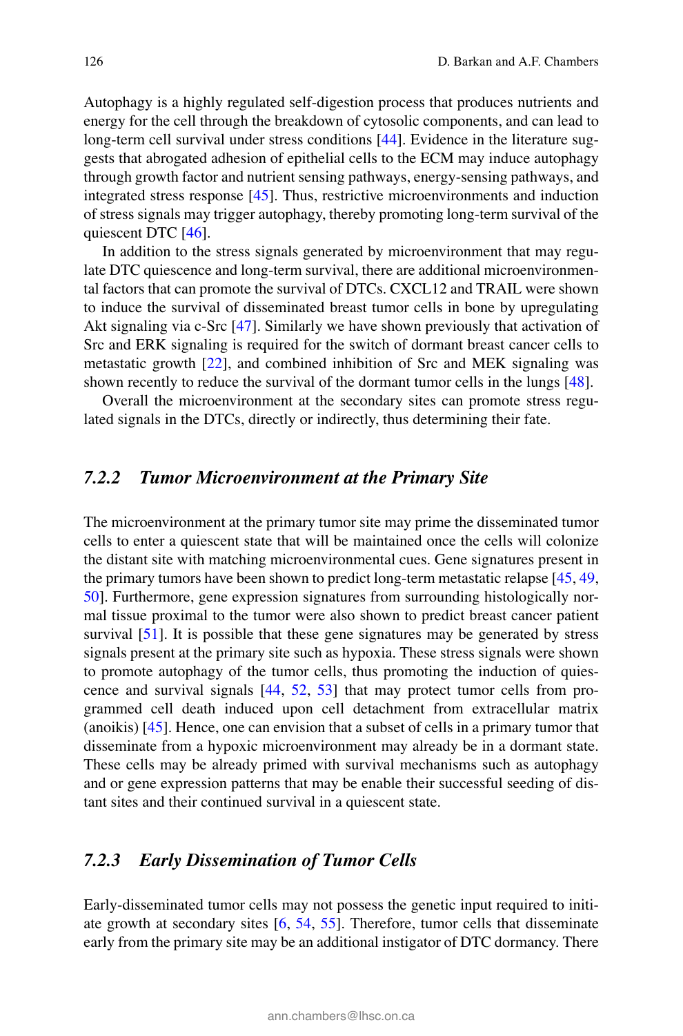Autophagy is a highly regulated self-digestion process that produces nutrients and energy for the cell through the breakdown of cytosolic components, and can lead to long-term cell survival under stress conditions [44]. Evidence in the literature suggests that abrogated adhesion of epithelial cells to the ECM may induce autophagy through growth factor and nutrient sensing pathways, energy-sensing pathways, and integrated stress response [45]. Thus, restrictive microenvironments and induction of stress signals may trigger autophagy, thereby promoting long-term survival of the quiescent DTC [46].

In addition to the stress signals generated by microenvironment that may regulate DTC quiescence and long-term survival, there are additional microenvironmental factors that can promote the survival of DTCs. CXCL12 and TRAIL were shown to induce the survival of disseminated breast tumor cells in bone by upregulating Akt signaling via c-Src [47]. Similarly we have shown previously that activation of Src and ERK signaling is required for the switch of dormant breast cancer cells to metastatic growth [22], and combined inhibition of Src and MEK signaling was shown recently to reduce the survival of the dormant tumor cells in the lungs [48].

Overall the microenvironment at the secondary sites can promote stress regulated signals in the DTCs, directly or indirectly, thus determining their fate.

### *7.2.2 Tumor Microenvironment at the Primary Site*

The microenvironment at the primary tumor site may prime the disseminated tumor cells to enter a quiescent state that will be maintained once the cells will colonize the distant site with matching microenvironmental cues. Gene signatures present in the primary tumors have been shown to predict long-term metastatic relapse [45, 49, 50]. Furthermore, gene expression signatures from surrounding histologically normal tissue proximal to the tumor were also shown to predict breast cancer patient survival [51]. It is possible that these gene signatures may be generated by stress signals present at the primary site such as hypoxia. These stress signals were shown to promote autophagy of the tumor cells, thus promoting the induction of quiescence and survival signals [44, 52, 53] that may protect tumor cells from programmed cell death induced upon cell detachment from extracellular matrix (anoikis) [45]. Hence, one can envision that a subset of cells in a primary tumor that disseminate from a hypoxic microenvironment may already be in a dormant state. These cells may be already primed with survival mechanisms such as autophagy and or gene expression patterns that may be enable their successful seeding of distant sites and their continued survival in a quiescent state.

### *7.2.3 Early Dissemination of Tumor Cells*

Early-disseminated tumor cells may not possess the genetic input required to initiate growth at secondary sites [6, 54, 55]. Therefore, tumor cells that disseminate early from the primary site may be an additional instigator of DTC dormancy. There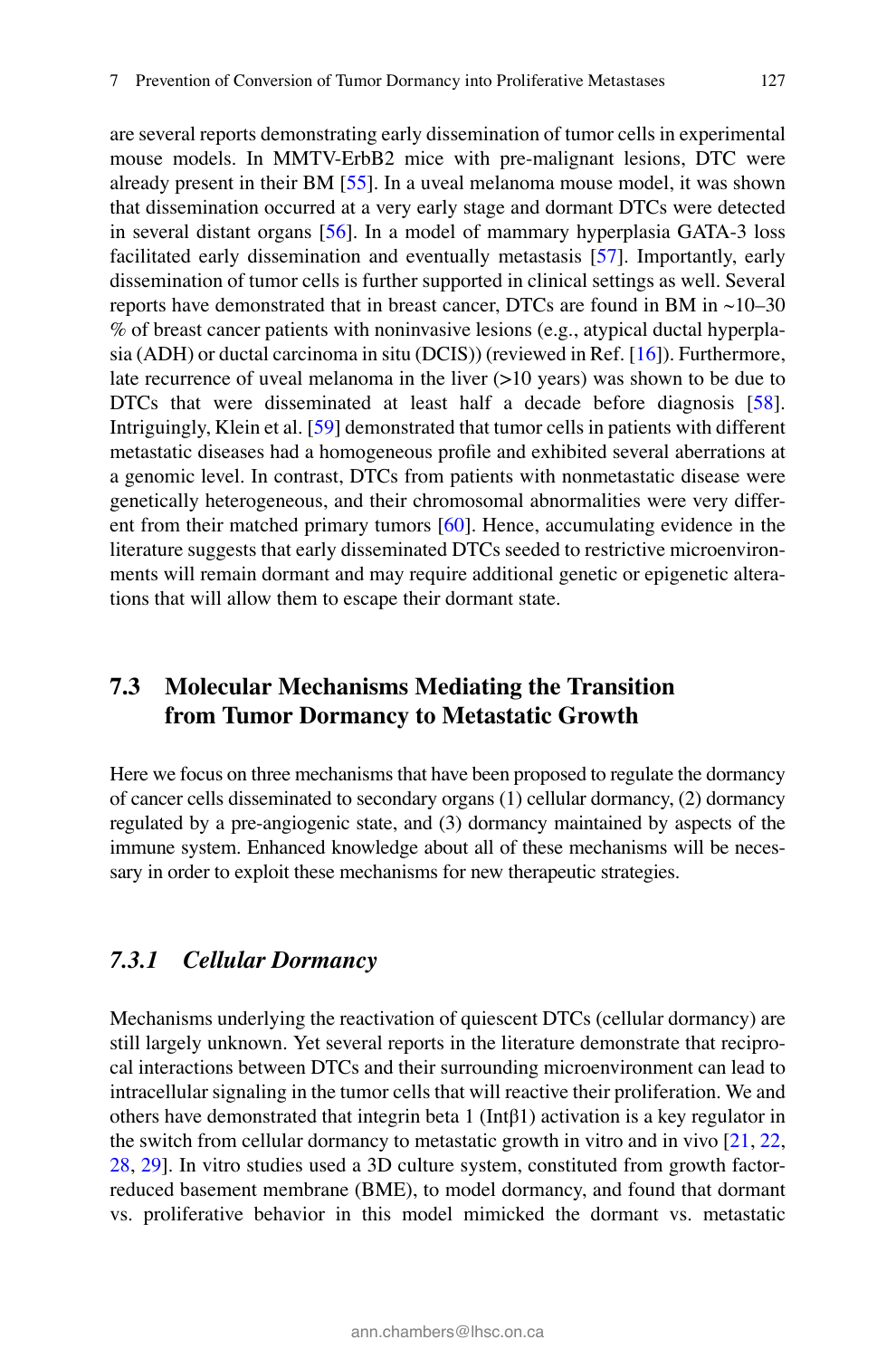are several reports demonstrating early dissemination of tumor cells in experimental mouse models. In MMTV-ErbB2 mice with pre-malignant lesions, DTC were already present in their BM [55]. In a uveal melanoma mouse model, it was shown that dissemination occurred at a very early stage and dormant DTCs were detected in several distant organs [56]. In a model of mammary hyperplasia GATA-3 loss facilitated early dissemination and eventually metastasis [57]. Importantly, early dissemination of tumor cells is further supported in clinical settings as well. Several reports have demonstrated that in breast cancer, DTCs are found in BM in ~10–30 % of breast cancer patients with noninvasive lesions (e.g., atypical ductal hyperplasia (ADH) or ductal carcinoma in situ (DCIS)) (reviewed in Ref. [16]). Furthermore, late recurrence of uveal melanoma in the liver (>10 years) was shown to be due to DTCs that were disseminated at least half a decade before diagnosis [58]. Intriguingly, Klein et al. [59] demonstrated that tumor cells in patients with different metastatic diseases had a homogeneous profile and exhibited several aberrations at a genomic level. In contrast, DTCs from patients with nonmetastatic disease were genetically heterogeneous, and their chromosomal abnormalities were very different from their matched primary tumors [60]. Hence, accumulating evidence in the literature suggests that early disseminated DTCs seeded to restrictive microenvironments will remain dormant and may require additional genetic or epigenetic alterations that will allow them to escape their dormant state.

## 7.3 Molecular Mechanisms Mediating the Transition from Tumor Dormancy to Metastatic Growth

Here we focus on three mechanisms that have been proposed to regulate the dormancy of cancer cells disseminated to secondary organs (1) cellular dormancy, (2) dormancy regulated by a pre-angiogenic state, and (3) dormancy maintained by aspects of the immune system. Enhanced knowledge about all of these mechanisms will be necessary in order to exploit these mechanisms for new therapeutic strategies.

### *7.3.1 Cellular Dormancy*

Mechanisms underlying the reactivation of quiescent DTCs (cellular dormancy) are still largely unknown. Yet several reports in the literature demonstrate that reciprocal interactions between DTCs and their surrounding microenvironment can lead to intracellular signaling in the tumor cells that will reactive their proliferation. We and others have demonstrated that integrin beta 1 (Intβ1) activation is a key regulator in the switch from cellular dormancy to metastatic growth in vitro and in vivo [21, 22, 28, 29]. In vitro studies used a 3D culture system, constituted from growth factor-reduced basement membrane (BME), to model dormancy, and found that dormant vs. proliferative behavior in this model mimicked the dormant vs. metastatic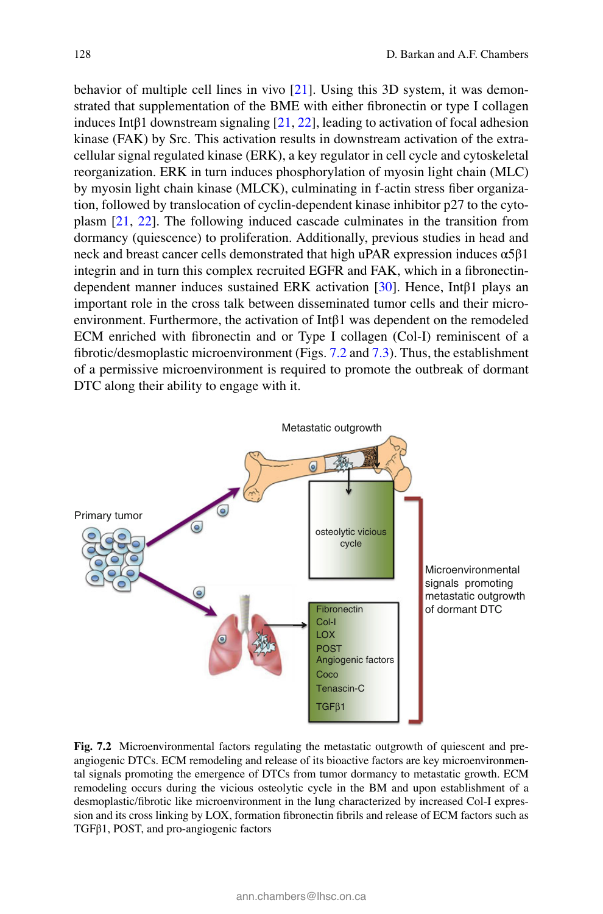behavior of multiple cell lines in vivo [21]. Using this 3D system, it was demonstrated that supplementation of the BME with either fibronectin or type I collagen induces Intβ1 downstream signaling [21, 22], leading to activation of focal adhesion kinase (FAK) by Src. This activation results in downstream activation of the extracellular signal regulated kinase (ERK), a key regulator in cell cycle and cytoskeletal reorganization. ERK in turn induces phosphorylation of myosin light chain (MLC) by myosin light chain kinase (MLCK), culminating in f-actin stress fiber organization, followed by translocation of cyclin-dependent kinase inhibitor p27 to the cytoplasm [21, 22]. The following induced cascade culminates in the transition from dormancy (quiescence) to proliferation. Additionally, previous studies in head and neck and breast cancer cells demonstrated that high uPAR expression induces α5β1 integrin and in turn this complex recruited EGFR and FAK, which in a fibronectin-dependent manner induces sustained ERK activation [30]. Hence, Intβ1 plays an important role in the cross talk between disseminated tumor cells and their microenvironment. Furthermore, the activation of Intβ1 was dependent on the remodeled ECM enriched with fibronectin and or Type I collagen (Col-I) reminiscent of a fibrotic/desmoplastic microenvironment (Figs. 7.2 and 7.3). Thus, the establishment of a permissive microenvironment is required to promote the outbreak of dormant DTC along their ability to engage with it.

Metastatic outgrowth

Primary tumor

osteolytic vicious cycle

Fibronectin
Col-I
LOX
POST
Angiogenic factors
Coco
Tenascin-C
TGFβ1

Microenvironmental signals promoting metastatic outgrowth of dormant DTC

**Fig. 7.2** Microenvironmental factors regulating the metastatic outgrowth of quiescent and pre-angiogenic DTCs. ECM remodeling and release of its bioactive factors are key microenvironmental signals promoting the emergence of DTCs from tumor dormancy to metastatic growth. ECM remodeling occurs during the vicious osteolytic cycle in the BM and upon establishment of a desmoplastic/fibrotic like microenvironment in the lung characterized by increased Col-I expression and its cross linking by LOX, formation fibronectin fibrils and release of ECM factors such as TGFβ1, POST, and pro-angiogenic factors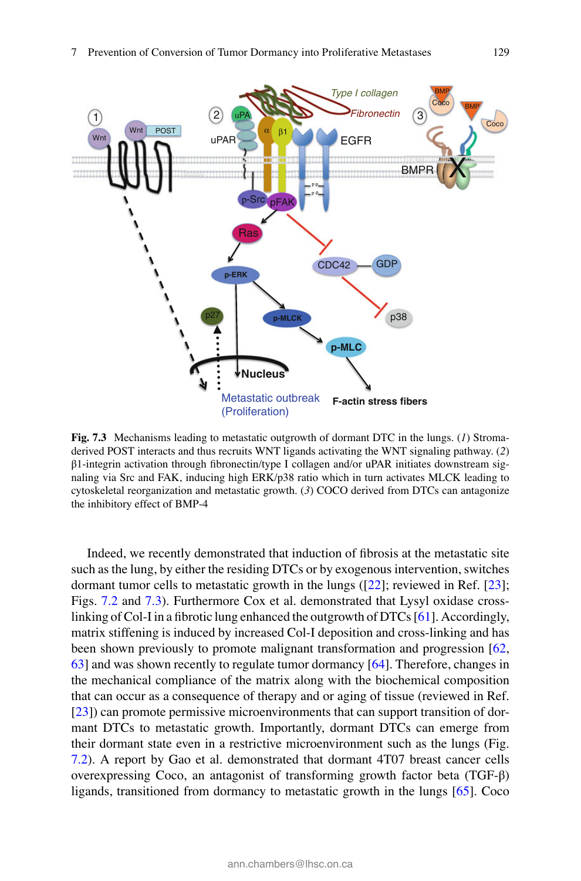**Fig. 7.3** Mechanisms leading to metastatic outgrowth of dormant DTC in the lungs. (*1*) Stroma-derived POST interacts and thus recruits WNT ligands activating the WNT signaling pathway. (*2*) β1-integrin activation through fibronectin/type I collagen and/or uPAR initiates downstream signaling via Src and FAK, inducing high ERK/p38 ratio which in turn activates MLCK leading to cytoskeletal reorganization and metastatic growth. (*3*) COCO derived from DTCs can antagonize the inhibitory effect of BMP-4

Indeed, we recently demonstrated that induction of fibrosis at the metastatic site such as the lung, by either the residing DTCs or by exogenous intervention, switches dormant tumor cells to metastatic growth in the lungs ([22]; reviewed in Ref. [23]; Figs. 7.2 and 7.3). Furthermore Cox et al. demonstrated that Lysyl oxidase cross-linking of Col-I in a fibrotic lung enhanced the outgrowth of DTCs [61]. Accordingly, matrix stiffening is induced by increased Col-I deposition and cross-linking and has been shown previously to promote malignant transformation and progression [62, 63] and was shown recently to regulate tumor dormancy [64]. Therefore, changes in the mechanical compliance of the matrix along with the biochemical composition that can occur as a consequence of therapy and or aging of tissue (reviewed in Ref. [23]) can promote permissive microenvironments that can support transition of dormant DTCs to metastatic growth. Importantly, dormant DTCs can emerge from their dormant state even in a restrictive microenvironment such as the lungs (Fig. 7.2). A report by Gao et al. demonstrated that dormant 4T07 breast cancer cells overexpressing Coco, an antagonist of transforming growth factor beta (TGF-β) ligands, transitioned from dormancy to metastatic growth in the lungs [65]. Coco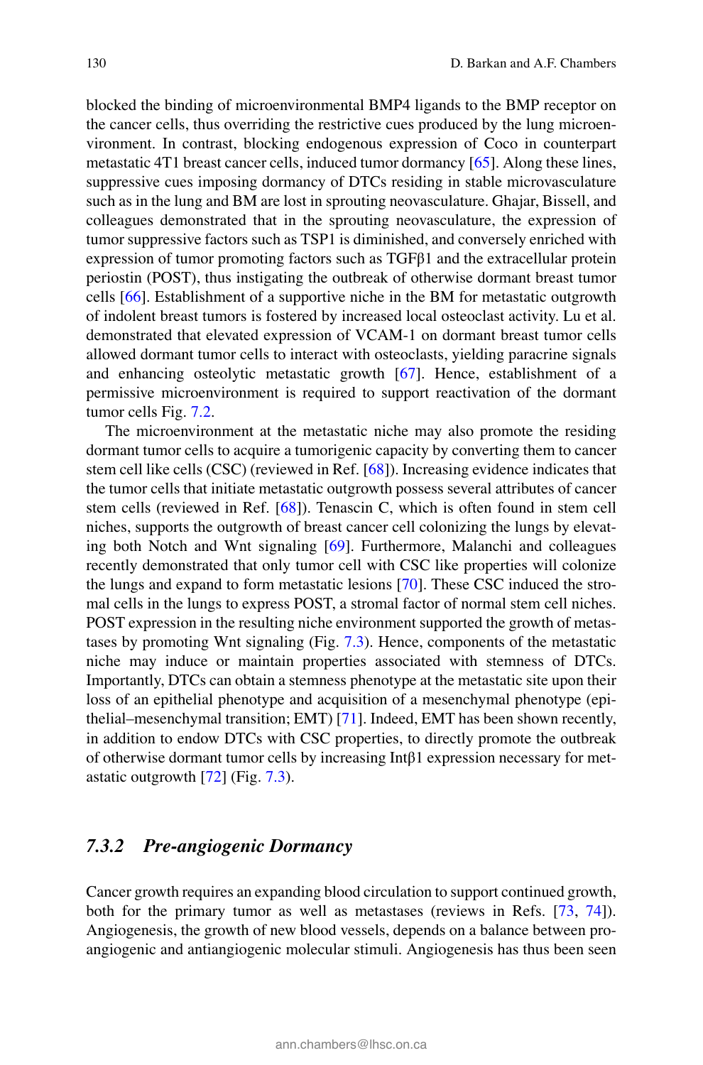blocked the binding of microenvironmental BMP4 ligands to the BMP receptor on the cancer cells, thus overriding the restrictive cues produced by the lung microenvironment. In contrast, blocking endogenous expression of Coco in counterpart metastatic 4T1 breast cancer cells, induced tumor dormancy [65]. Along these lines, suppressive cues imposing dormancy of DTCs residing in stable microvasculature such as in the lung and BM are lost in sprouting neovasculature. Ghajar, Bissell, and colleagues demonstrated that in the sprouting neovasculature, the expression of tumor suppressive factors such as TSP1 is diminished, and conversely enriched with expression of tumor promoting factors such as TGFβ1 and the extracellular protein periostin (POST), thus instigating the outbreak of otherwise dormant breast tumor cells [66]. Establishment of a supportive niche in the BM for metastatic outgrowth of indolent breast tumors is fostered by increased local osteoclast activity. Lu et al. demonstrated that elevated expression of VCAM-1 on dormant breast tumor cells allowed dormant tumor cells to interact with osteoclasts, yielding paracrine signals and enhancing osteolytic metastatic growth [67]. Hence, establishment of a permissive microenvironment is required to support reactivation of the dormant tumor cells Fig. 7.2.

The microenvironment at the metastatic niche may also promote the residing dormant tumor cells to acquire a tumorigenic capacity by converting them to cancer stem cell like cells (CSC) (reviewed in Ref. [68]). Increasing evidence indicates that the tumor cells that initiate metastatic outgrowth possess several attributes of cancer stem cells (reviewed in Ref. [68]). Tenascin C, which is often found in stem cell niches, supports the outgrowth of breast cancer cell colonizing the lungs by elevating both Notch and Wnt signaling [69]. Furthermore, Malanchi and colleagues recently demonstrated that only tumor cell with CSC like properties will colonize the lungs and expand to form metastatic lesions [70]. These CSC induced the stromal cells in the lungs to express POST, a stromal factor of normal stem cell niches. POST expression in the resulting niche environment supported the growth of metastases by promoting Wnt signaling (Fig. 7.3). Hence, components of the metastatic niche may induce or maintain properties associated with stemness of DTCs. Importantly, DTCs can obtain a stemness phenotype at the metastatic site upon their loss of an epithelial phenotype and acquisition of a mesenchymal phenotype (epithelial–mesenchymal transition; EMT) [71]. Indeed, EMT has been shown recently, in addition to endow DTCs with CSC properties, to directly promote the outbreak of otherwise dormant tumor cells by increasing Intβ1 expression necessary for metastatic outgrowth [72] (Fig. 7.3).

### *7.3.2 Pre-angiogenic Dormancy*

Cancer growth requires an expanding blood circulation to support continued growth, both for the primary tumor as well as metastases (reviews in Refs. [73, 74]). Angiogenesis, the growth of new blood vessels, depends on a balance between pro-angiogenic and antiangiogenic molecular stimuli. Angiogenesis has thus been seen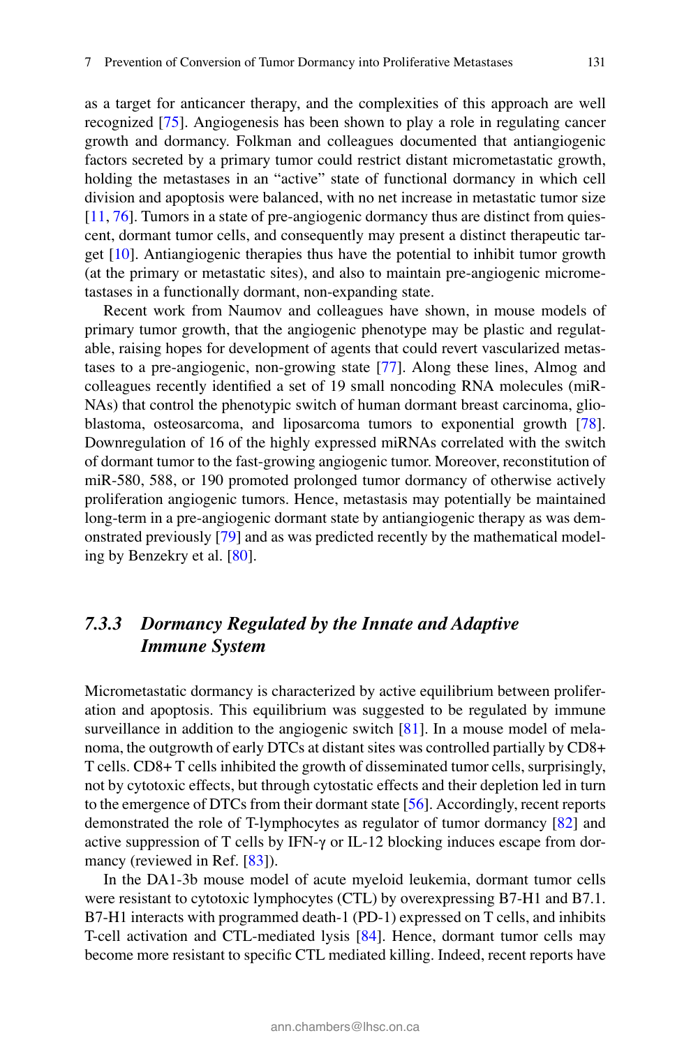as a target for anticancer therapy, and the complexities of this approach are well recognized [75]. Angiogenesis has been shown to play a role in regulating cancer growth and dormancy. Folkman and colleagues documented that antiangiogenic factors secreted by a primary tumor could restrict distant micrometastatic growth, holding the metastases in an "active" state of functional dormancy in which cell division and apoptosis were balanced, with no net increase in metastatic tumor size [11, 76]. Tumors in a state of pre-angiogenic dormancy thus are distinct from quiescent, dormant tumor cells, and consequently may present a distinct therapeutic target [10]. Antiangiogenic therapies thus have the potential to inhibit tumor growth (at the primary or metastatic sites), and also to maintain pre-angiogenic micrometastases in a functionally dormant, non-expanding state.

Recent work from Naumov and colleagues have shown, in mouse models of primary tumor growth, that the angiogenic phenotype may be plastic and regulatable, raising hopes for development of agents that could revert vascularized metastases to a pre-angiogenic, non-growing state [77]. Along these lines, Almog and colleagues recently identified a set of 19 small noncoding RNA molecules (miRNAs) that control the phenotypic switch of human dormant breast carcinoma, glioblastoma, osteosarcoma, and liposarcoma tumors to exponential growth [78]. Downregulation of 16 of the highly expressed miRNAs correlated with the switch of dormant tumor to the fast-growing angiogenic tumor. Moreover, reconstitution of miR-580, 588, or 190 promoted prolonged tumor dormancy of otherwise actively proliferation angiogenic tumors. Hence, metastasis may potentially be maintained long-term in a pre-angiogenic dormant state by antiangiogenic therapy as was demonstrated previously [79] and as was predicted recently by the mathematical modeling by Benzekry et al. [80].

### 7.3.3 Dormancy Regulated by the Innate and Adaptive Immune System

Micrometastatic dormancy is characterized by active equilibrium between proliferation and apoptosis. This equilibrium was suggested to be regulated by immune surveillance in addition to the angiogenic switch [81]. In a mouse model of melanoma, the outgrowth of early DTCs at distant sites was controlled partially by CD8+ T cells. CD8+ T cells inhibited the growth of disseminated tumor cells, surprisingly, not by cytotoxic effects, but through cytostatic effects and their depletion led in turn to the emergence of DTCs from their dormant state [56]. Accordingly, recent reports demonstrated the role of T-lymphocytes as regulator of tumor dormancy [82] and active suppression of T cells by IFN-γ or IL-12 blocking induces escape from dormancy (reviewed in Ref. [83]).

In the DA1-3b mouse model of acute myeloid leukemia, dormant tumor cells were resistant to cytotoxic lymphocytes (CTL) by overexpressing B7-H1 and B7.1. B7-H1 interacts with programmed death-1 (PD-1) expressed on T cells, and inhibits T-cell activation and CTL-mediated lysis [84]. Hence, dormant tumor cells may become more resistant to specific CTL mediated killing. Indeed, recent reports have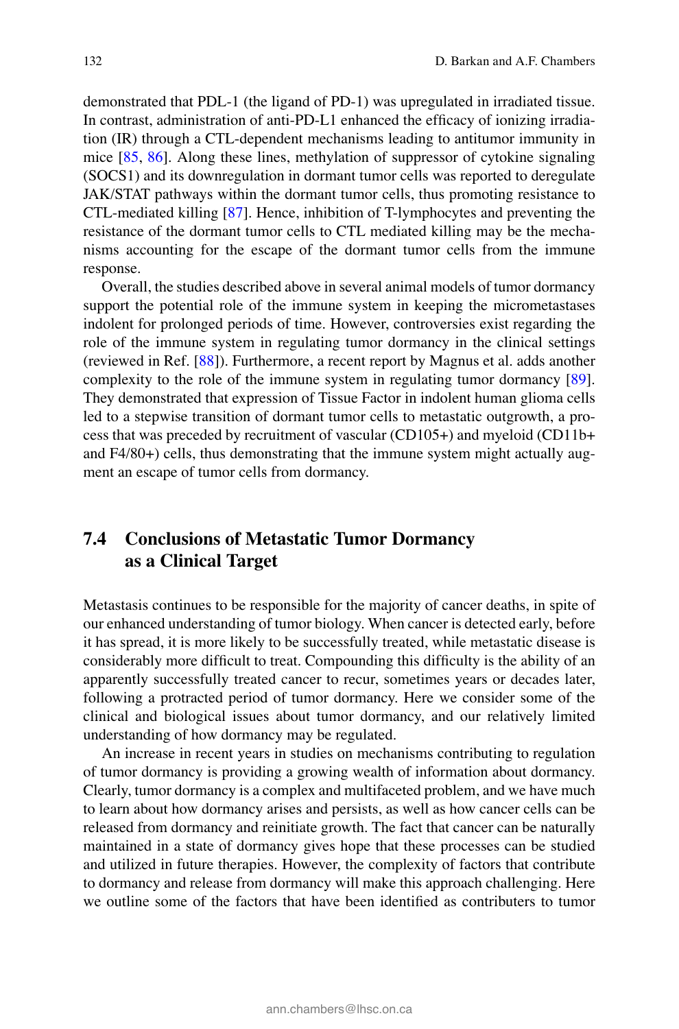demonstrated that PDL-1 (the ligand of PD-1) was upregulated in irradiated tissue. In contrast, administration of anti-PD-L1 enhanced the efficacy of ionizing irradiation (IR) through a CTL-dependent mechanisms leading to antitumor immunity in mice [85, 86]. Along these lines, methylation of suppressor of cytokine signaling (SOCS1) and its downregulation in dormant tumor cells was reported to deregulate JAK/STAT pathways within the dormant tumor cells, thus promoting resistance to CTL-mediated killing [87]. Hence, inhibition of T-lymphocytes and preventing the resistance of the dormant tumor cells to CTL mediated killing may be the mechanisms accounting for the escape of the dormant tumor cells from the immune response.

Overall, the studies described above in several animal models of tumor dormancy support the potential role of the immune system in keeping the micrometastases indolent for prolonged periods of time. However, controversies exist regarding the role of the immune system in regulating tumor dormancy in the clinical settings (reviewed in Ref. [88]). Furthermore, a recent report by Magnus et al. adds another complexity to the role of the immune system in regulating tumor dormancy [89]. They demonstrated that expression of Tissue Factor in indolent human glioma cells led to a stepwise transition of dormant tumor cells to metastatic outgrowth, a process that was preceded by recruitment of vascular (CD105+) and myeloid (CD11b+ and F4/80+) cells, thus demonstrating that the immune system might actually augment an escape of tumor cells from dormancy.

## 7.4 Conclusions of Metastatic Tumor Dormancy as a Clinical Target

Metastasis continues to be responsible for the majority of cancer deaths, in spite of our enhanced understanding of tumor biology. When cancer is detected early, before it has spread, it is more likely to be successfully treated, while metastatic disease is considerably more difficult to treat. Compounding this difficulty is the ability of an apparently successfully treated cancer to recur, sometimes years or decades later, following a protracted period of tumor dormancy. Here we consider some of the clinical and biological issues about tumor dormancy, and our relatively limited understanding of how dormancy may be regulated.

An increase in recent years in studies on mechanisms contributing to regulation of tumor dormancy is providing a growing wealth of information about dormancy. Clearly, tumor dormancy is a complex and multifaceted problem, and we have much to learn about how dormancy arises and persists, as well as how cancer cells can be released from dormancy and reinitiate growth. The fact that cancer can be naturally maintained in a state of dormancy gives hope that these processes can be studied and utilized in future therapies. However, the complexity of factors that contribute to dormancy and release from dormancy will make this approach challenging. Here we outline some of the factors that have been identified as contributers to tumor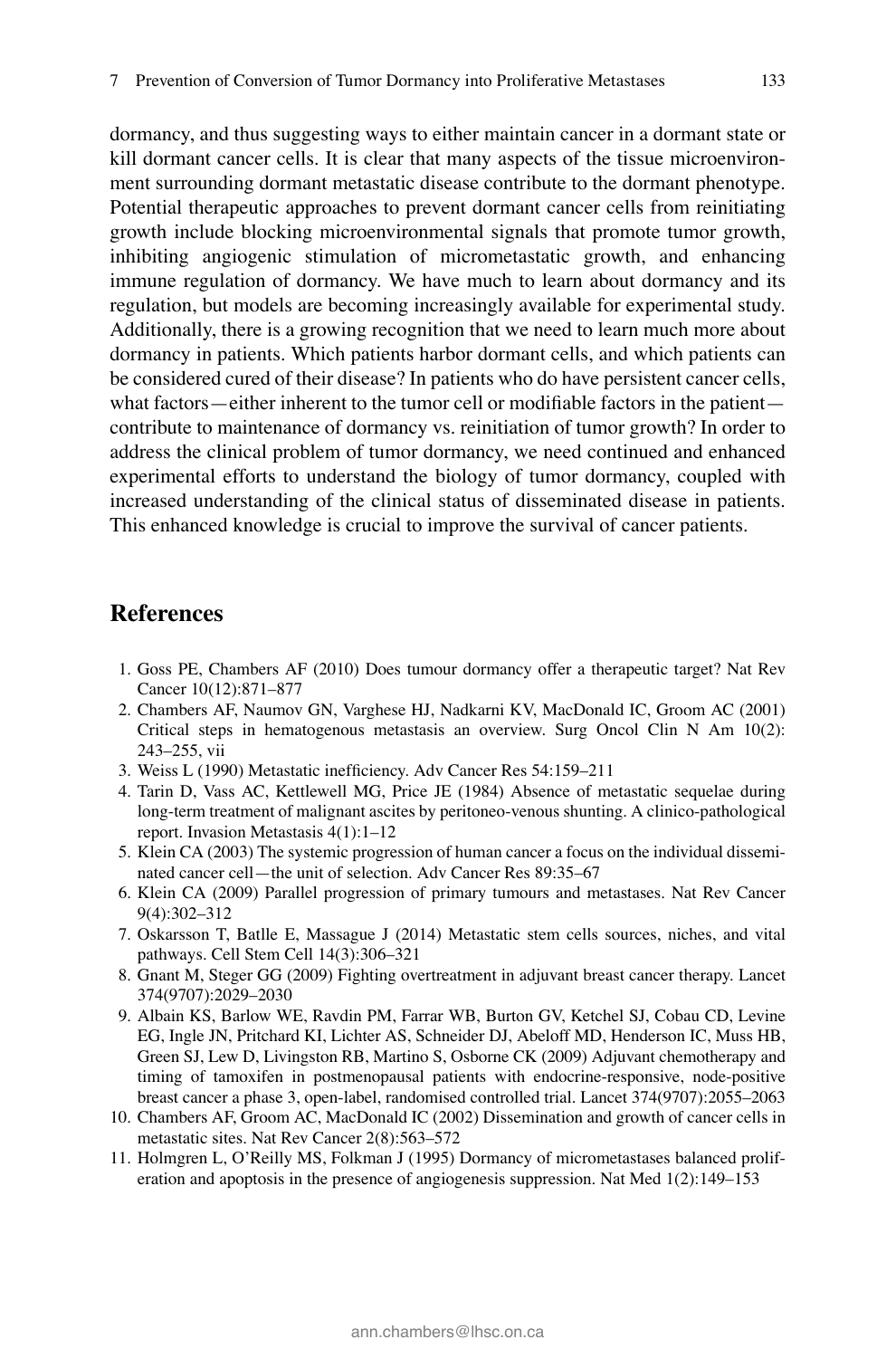dormancy, and thus suggesting ways to either maintain cancer in a dormant state or kill dormant cancer cells. It is clear that many aspects of the tissue microenvironment surrounding dormant metastatic disease contribute to the dormant phenotype. Potential therapeutic approaches to prevent dormant cancer cells from reinitiating growth include blocking microenvironmental signals that promote tumor growth, inhibiting angiogenic stimulation of micrometastatic growth, and enhancing immune regulation of dormancy. We have much to learn about dormancy and its regulation, but models are becoming increasingly available for experimental study. Additionally, there is a growing recognition that we need to learn much more about dormancy in patients. Which patients harbor dormant cells, and which patients can be considered cured of their disease? In patients who do have persistent cancer cells, what factors—either inherent to the tumor cell or modifiable factors in the patient—contribute to maintenance of dormancy vs. reinitiation of tumor growth? In order to address the clinical problem of tumor dormancy, we need continued and enhanced experimental efforts to understand the biology of tumor dormancy, coupled with increased understanding of the clinical status of disseminated disease in patients. This enhanced knowledge is crucial to improve the survival of cancer patients.

## References

1. Goss PE, Chambers AF (2010) Does tumour dormancy offer a therapeutic target? Nat Rev Cancer 10(12):871–877
2. Chambers AF, Naumov GN, Varghese HJ, Nadkarni KV, MacDonald IC, Groom AC (2001) Critical steps in hematogenous metastasis an overview. Surg Oncol Clin N Am 10(2): 243–255, vii
3. Weiss L (1990) Metastatic inefficiency. Adv Cancer Res 54:159–211
4. Tarin D, Vass AC, Kettlewell MG, Price JE (1984) Absence of metastatic sequelae during long-term treatment of malignant ascites by peritoneo-venous shunting. A clinico-pathological report. Invasion Metastasis 4(1):1–12
5. Klein CA (2003) The systemic progression of human cancer a focus on the individual disseminated cancer cell—the unit of selection. Adv Cancer Res 89:35–67
6. Klein CA (2009) Parallel progression of primary tumours and metastases. Nat Rev Cancer 9(4):302–312
7. Oskarsson T, Batlle E, Massague J (2014) Metastatic stem cells sources, niches, and vital pathways. Cell Stem Cell 14(3):306–321
8. Gnant M, Steger GG (2009) Fighting overtreatment in adjuvant breast cancer therapy. Lancet 374(9707):2029–2030
9. Albain KS, Barlow WE, Ravdin PM, Farrar WB, Burton GV, Ketchel SJ, Cobau CD, Levine EG, Ingle JN, Pritchard KI, Lichter AS, Schneider DJ, Abeloff MD, Henderson IC, Muss HB, Green SJ, Lew D, Livingston RB, Martino S, Osborne CK (2009) Adjuvant chemotherapy and timing of tamoxifen in postmenopausal patients with endocrine-responsive, node-positive breast cancer a phase 3, open-label, randomised controlled trial. Lancet 374(9707):2055–2063
10. Chambers AF, Groom AC, MacDonald IC (2002) Dissemination and growth of cancer cells in metastatic sites. Nat Rev Cancer 2(8):563–572
11. Holmgren L, O'Reilly MS, Folkman J (1995) Dormancy of micrometastases balanced proliferation and apoptosis in the presence of angiogenesis suppression. Nat Med 1(2):149–153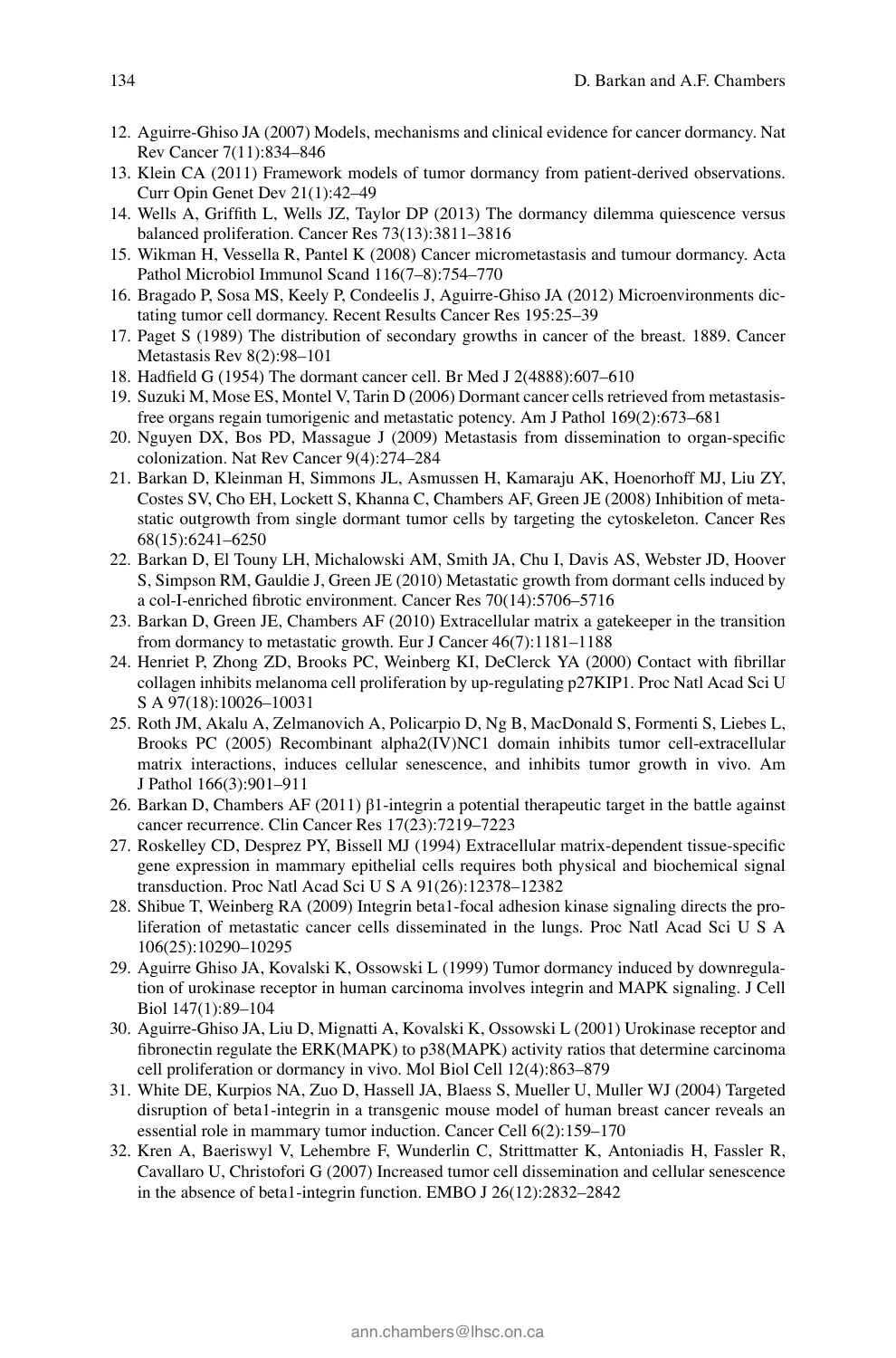12. Aguirre-Ghiso JA (2007) Models, mechanisms and clinical evidence for cancer dormancy. Nat Rev Cancer 7(11):834–846
13. Klein CA (2011) Framework models of tumor dormancy from patient-derived observations. Curr Opin Genet Dev 21(1):42–49
14. Wells A, Griffith L, Wells JZ, Taylor DP (2013) The dormancy dilemma quiescence versus balanced proliferation. Cancer Res 73(13):3811–3816
15. Wikman H, Vessella R, Pantel K (2008) Cancer micrometastasis and tumour dormancy. Acta Pathol Microbiol Immunol Scand 116(7–8):754–770
16. Bragado P, Sosa MS, Keely P, Condeelis J, Aguirre-Ghiso JA (2012) Microenvironments dictating tumor cell dormancy. Recent Results Cancer Res 195:25–39
17. Paget S (1989) The distribution of secondary growths in cancer of the breast. 1889. Cancer Metastasis Rev 8(2):98–101
18. Hadfield G (1954) The dormant cancer cell. Br Med J 2(4888):607–610
19. Suzuki M, Mose ES, Montel V, Tarin D (2006) Dormant cancer cells retrieved from metastasis-free organs regain tumorigenic and metastatic potency. Am J Pathol 169(2):673–681
20. Nguyen DX, Bos PD, Massague J (2009) Metastasis from dissemination to organ-specific colonization. Nat Rev Cancer 9(4):274–284
21. Barkan D, Kleinman H, Simmons JL, Asmussen H, Kamaraju AK, Hoenorhoff MJ, Liu ZY, Costes SV, Cho EH, Lockett S, Khanna C, Chambers AF, Green JE (2008) Inhibition of metastatic outgrowth from single dormant tumor cells by targeting the cytoskeleton. Cancer Res 68(15):6241–6250
22. Barkan D, El Touny LH, Michalowski AM, Smith JA, Chu I, Davis AS, Webster JD, Hoover S, Simpson RM, Gauldie J, Green JE (2010) Metastatic growth from dormant cells induced by a col-I-enriched fibrotic environment. Cancer Res 70(14):5706–5716
23. Barkan D, Green JE, Chambers AF (2010) Extracellular matrix a gatekeeper in the transition from dormancy to metastatic growth. Eur J Cancer 46(7):1181–1188
24. Henriet P, Zhong ZD, Brooks PC, Weinberg KI, DeClerck YA (2000) Contact with fibrillar collagen inhibits melanoma cell proliferation by up-regulating p27KIP1. Proc Natl Acad Sci U S A 97(18):10026–10031
25. Roth JM, Akalu A, Zelmanovich A, Policarpio D, Ng B, MacDonald S, Formenti S, Liebes L, Brooks PC (2005) Recombinant alpha2(IV)NC1 domain inhibits tumor cell-extracellular matrix interactions, induces cellular senescence, and inhibits tumor growth in vivo. Am J Pathol 166(3):901–911
26. Barkan D, Chambers AF (2011) β1-integrin a potential therapeutic target in the battle against cancer recurrence. Clin Cancer Res 17(23):7219–7223
27. Roskelley CD, Desprez PY, Bissell MJ (1994) Extracellular matrix-dependent tissue-specific gene expression in mammary epithelial cells requires both physical and biochemical signal transduction. Proc Natl Acad Sci U S A 91(26):12378–12382
28. Shibue T, Weinberg RA (2009) Integrin beta1-focal adhesion kinase signaling directs the proliferation of metastatic cancer cells disseminated in the lungs. Proc Natl Acad Sci U S A 106(25):10290–10295
29. Aguirre Ghiso JA, Kovalski K, Ossowski L (1999) Tumor dormancy induced by downregulation of urokinase receptor in human carcinoma involves integrin and MAPK signaling. J Cell Biol 147(1):89–104
30. Aguirre-Ghiso JA, Liu D, Mignatti A, Kovalski K, Ossowski L (2001) Urokinase receptor and fibronectin regulate the ERK(MAPK) to p38(MAPK) activity ratios that determine carcinoma cell proliferation or dormancy in vivo. Mol Biol Cell 12(4):863–879
31. White DE, Kurpios NA, Zuo D, Hassell JA, Blaess S, Mueller U, Muller WJ (2004) Targeted disruption of beta1-integrin in a transgenic mouse model of human breast cancer reveals an essential role in mammary tumor induction. Cancer Cell 6(2):159–170
32. Kren A, Baeriswyl V, Lehembre F, Wunderlin C, Strittmatter K, Antoniadis H, Fassler R, Cavallaro U, Christofori G (2007) Increased tumor cell dissemination and cellular senescence in the absence of beta1-integrin function. EMBO J 26(12):2832–2842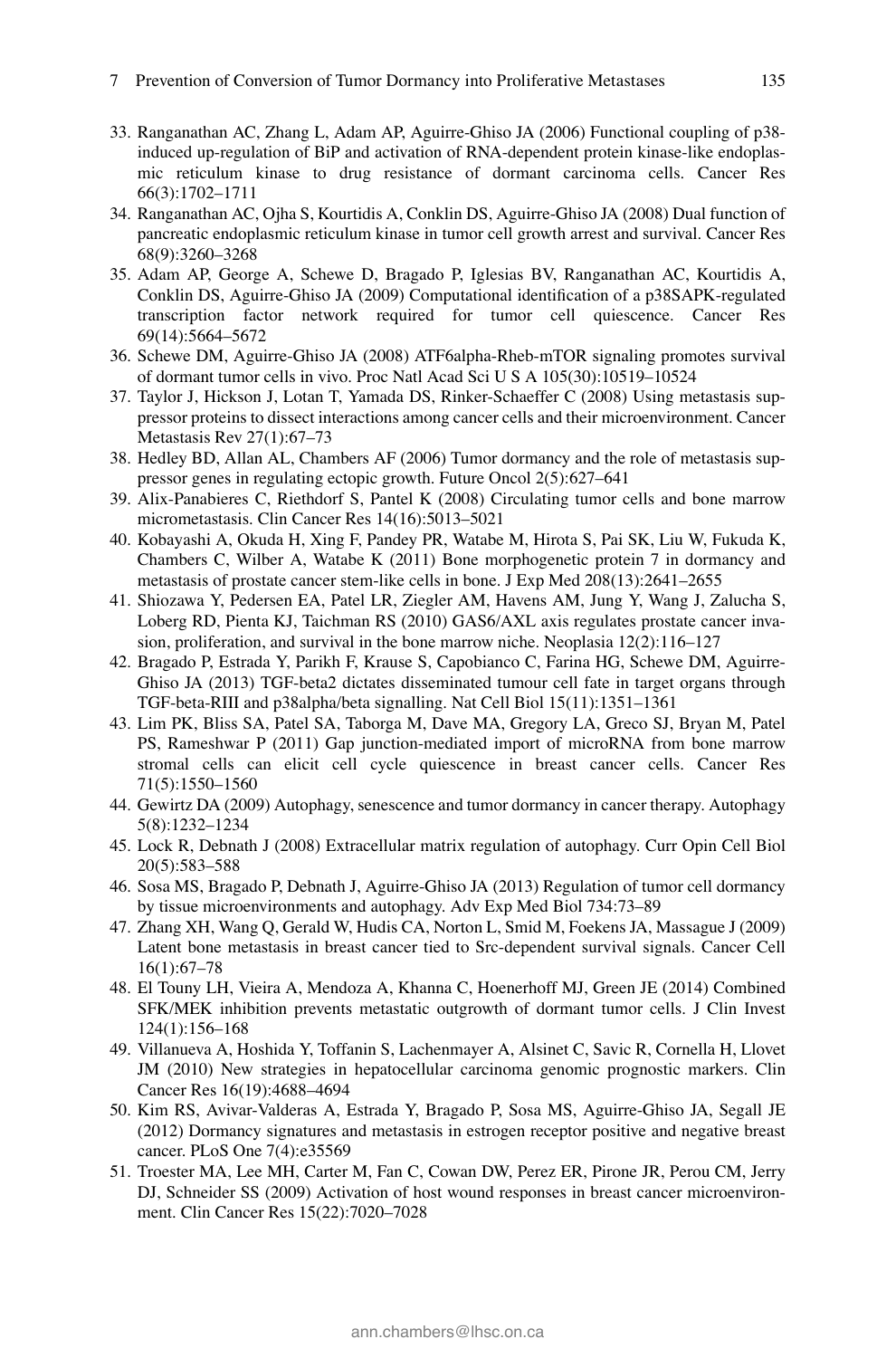33. Ranganathan AC, Zhang L, Adam AP, Aguirre-Ghiso JA (2006) Functional coupling of p38-induced up-regulation of BiP and activation of RNA-dependent protein kinase-like endoplasmic reticulum kinase to drug resistance of dormant carcinoma cells. Cancer Res 66(3):1702–1711
34. Ranganathan AC, Ojha S, Kourtidis A, Conklin DS, Aguirre-Ghiso JA (2008) Dual function of pancreatic endoplasmic reticulum kinase in tumor cell growth arrest and survival. Cancer Res 68(9):3260–3268
35. Adam AP, George A, Schewe D, Bragado P, Iglesias BV, Ranganathan AC, Kourtidis A, Conklin DS, Aguirre-Ghiso JA (2009) Computational identification of a p38SAPK-regulated transcription factor network required for tumor cell quiescence. Cancer Res 69(14):5664–5672
36. Schewe DM, Aguirre-Ghiso JA (2008) ATF6alpha-Rheb-mTOR signaling promotes survival of dormant tumor cells in vivo. Proc Natl Acad Sci U S A 105(30):10519–10524
37. Taylor J, Hickson J, Lotan T, Yamada DS, Rinker-Schaeffer C (2008) Using metastasis suppressor proteins to dissect interactions among cancer cells and their microenvironment. Cancer Metastasis Rev 27(1):67–73
38. Hedley BD, Allan AL, Chambers AF (2006) Tumor dormancy and the role of metastasis suppressor genes in regulating ectopic growth. Future Oncol 2(5):627–641
39. Alix-Panabieres C, Riethdorf S, Pantel K (2008) Circulating tumor cells and bone marrow micrometastasis. Clin Cancer Res 14(16):5013–5021
40. Kobayashi A, Okuda H, Xing F, Pandey PR, Watabe M, Hirota S, Pai SK, Liu W, Fukuda K, Chambers C, Wilber A, Watabe K (2011) Bone morphogenetic protein 7 in dormancy and metastasis of prostate cancer stem-like cells in bone. J Exp Med 208(13):2641–2655
41. Shiozawa Y, Pedersen EA, Patel LR, Ziegler AM, Havens AM, Jung Y, Wang J, Zalucha S, Loberg RD, Pienta KJ, Taichman RS (2010) GAS6/AXL axis regulates prostate cancer invasion, proliferation, and survival in the bone marrow niche. Neoplasia 12(2):116–127
42. Bragado P, Estrada Y, Parikh F, Krause S, Capobianco C, Farina HG, Schewe DM, Aguirre-Ghiso JA (2013) TGF-beta2 dictates disseminated tumour cell fate in target organs through TGF-beta-RIII and p38alpha/beta signalling. Nat Cell Biol 15(11):1351–1361
43. Lim PK, Bliss SA, Patel SA, Taborga M, Dave MA, Gregory LA, Greco SJ, Bryan M, Patel PS, Rameshwar P (2011) Gap junction-mediated import of microRNA from bone marrow stromal cells can elicit cell cycle quiescence in breast cancer cells. Cancer Res 71(5):1550–1560
44. Gewirtz DA (2009) Autophagy, senescence and tumor dormancy in cancer therapy. Autophagy 5(8):1232–1234
45. Lock R, Debnath J (2008) Extracellular matrix regulation of autophagy. Curr Opin Cell Biol 20(5):583–588
46. Sosa MS, Bragado P, Debnath J, Aguirre-Ghiso JA (2013) Regulation of tumor cell dormancy by tissue microenvironments and autophagy. Adv Exp Med Biol 734:73–89
47. Zhang XH, Wang Q, Gerald W, Hudis CA, Norton L, Smid M, Foekens JA, Massague J (2009) Latent bone metastasis in breast cancer tied to Src-dependent survival signals. Cancer Cell 16(1):67–78
48. El Touny LH, Vieira A, Mendoza A, Khanna C, Hoenerhoff MJ, Green JE (2014) Combined SFK/MEK inhibition prevents metastatic outgrowth of dormant tumor cells. J Clin Invest 124(1):156–168
49. Villanueva A, Hoshida Y, Toffanin S, Lachenmayer A, Alsinet C, Savic R, Cornella H, Llovet JM (2010) New strategies in hepatocellular carcinoma genomic prognostic markers. Clin Cancer Res 16(19):4688–4694
50. Kim RS, Avivar-Valderas A, Estrada Y, Bragado P, Sosa MS, Aguirre-Ghiso JA, Segall JE (2012) Dormancy signatures and metastasis in estrogen receptor positive and negative breast cancer. PLoS One 7(4):e35569
51. Troester MA, Lee MH, Carter M, Fan C, Cowan DW, Perez ER, Pirone JR, Perou CM, Jerry DJ, Schneider SS (2009) Activation of host wound responses in breast cancer microenvironment. Clin Cancer Res 15(22):7020–7028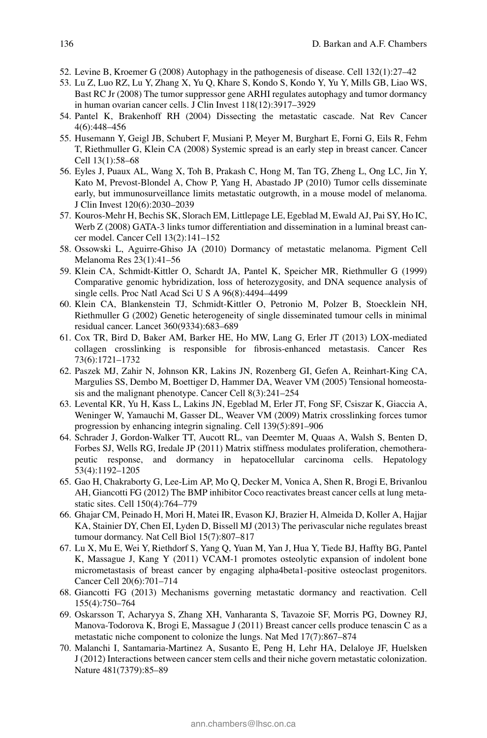52. Levine B, Kroemer G (2008) Autophagy in the pathogenesis of disease. Cell 132(1):27–42
53. Lu Z, Luo RZ, Lu Y, Zhang X, Yu Q, Khare S, Kondo S, Kondo Y, Yu Y, Mills GB, Liao WS, Bast RC Jr (2008) The tumor suppressor gene ARHI regulates autophagy and tumor dormancy in human ovarian cancer cells. J Clin Invest 118(12):3917–3929
54. Pantel K, Brakenhoff RH (2004) Dissecting the metastatic cascade. Nat Rev Cancer 4(6):448–456
55. Husemann Y, Geigl JB, Schubert F, Musiani P, Meyer M, Burghart E, Forni G, Eils R, Fehm T, Riethmuller G, Klein CA (2008) Systemic spread is an early step in breast cancer. Cancer Cell 13(1):58–68
56. Eyles J, Puaux AL, Wang X, Toh B, Prakash C, Hong M, Tan TG, Zheng L, Ong LC, Jin Y, Kato M, Prevost-Blondel A, Chow P, Yang H, Abastado JP (2010) Tumor cells disseminate early, but immunosurveillance limits metastatic outgrowth, in a mouse model of melanoma. J Clin Invest 120(6):2030–2039
57. Kouros-Mehr H, Bechis SK, Slorach EM, Littlepage LE, Egeblad M, Ewald AJ, Pai SY, Ho IC, Werb Z (2008) GATA-3 links tumor differentiation and dissemination in a luminal breast cancer model. Cancer Cell 13(2):141–152
58. Ossowski L, Aguirre-Ghiso JA (2010) Dormancy of metastatic melanoma. Pigment Cell Melanoma Res 23(1):41–56
59. Klein CA, Schmidt-Kittler O, Schardt JA, Pantel K, Speicher MR, Riethmuller G (1999) Comparative genomic hybridization, loss of heterozygosity, and DNA sequence analysis of single cells. Proc Natl Acad Sci U S A 96(8):4494–4499
60. Klein CA, Blankenstein TJ, Schmidt-Kittler O, Petronio M, Polzer B, Stoecklein NH, Riethmuller G (2002) Genetic heterogeneity of single disseminated tumour cells in minimal residual cancer. Lancet 360(9334):683–689
61. Cox TR, Bird D, Baker AM, Barker HE, Ho MW, Lang G, Erler JT (2013) LOX-mediated collagen crosslinking is responsible for fibrosis-enhanced metastasis. Cancer Res 73(6):1721–1732
62. Paszek MJ, Zahir N, Johnson KR, Lakins JN, Rozenberg GI, Gefen A, Reinhart-King CA, Margulies SS, Dembo M, Boettiger D, Hammer DA, Weaver VM (2005) Tensional homeostasis and the malignant phenotype. Cancer Cell 8(3):241–254
63. Levental KR, Yu H, Kass L, Lakins JN, Egeblad M, Erler JT, Fong SF, Csiszar K, Giaccia A, Weninger W, Yamauchi M, Gasser DL, Weaver VM (2009) Matrix crosslinking forces tumor progression by enhancing integrin signaling. Cell 139(5):891–906
64. Schrader J, Gordon-Walker TT, Aucott RL, van Deemter M, Quaas A, Walsh S, Benten D, Forbes SJ, Wells RG, Iredale JP (2011) Matrix stiffness modulates proliferation, chemotherapeutic response, and dormancy in hepatocellular carcinoma cells. Hepatology 53(4):1192–1205
65. Gao H, Chakraborty G, Lee-Lim AP, Mo Q, Decker M, Vonica A, Shen R, Brogi E, Brivanlou AH, Giancotti FG (2012) The BMP inhibitor Coco reactivates breast cancer cells at lung metastatic sites. Cell 150(4):764–779
66. Ghajar CM, Peinado H, Mori H, Matei IR, Evason KJ, Brazier H, Almeida D, Koller A, Hajjar KA, Stainier DY, Chen EI, Lyden D, Bissell MJ (2013) The perivascular niche regulates breast tumour dormancy. Nat Cell Biol 15(7):807–817
67. Lu X, Mu E, Wei Y, Riethdorf S, Yang Q, Yuan M, Yan J, Hua Y, Tiede BJ, Haffty BG, Pantel K, Massague J, Kang Y (2011) VCAM-1 promotes osteolytic expansion of indolent bone micrometastasis of breast cancer by engaging alpha4beta1-positive osteoclast progenitors. Cancer Cell 20(6):701–714
68. Giancotti FG (2013) Mechanisms governing metastatic dormancy and reactivation. Cell 155(4):750–764
69. Oskarsson T, Acharyya S, Zhang XH, Vanharanta S, Tavazoie SF, Morris PG, Downey RJ, Manova-Todorova K, Brogi E, Massague J (2011) Breast cancer cells produce tenascin C as a metastatic niche component to colonize the lungs. Nat Med 17(7):867–874
70. Malanchi I, Santamaria-Martinez A, Susanto E, Peng H, Lehr HA, Delaloye JF, Huelsken J (2012) Interactions between cancer stem cells and their niche govern metastatic colonization. Nature 481(7379):85–89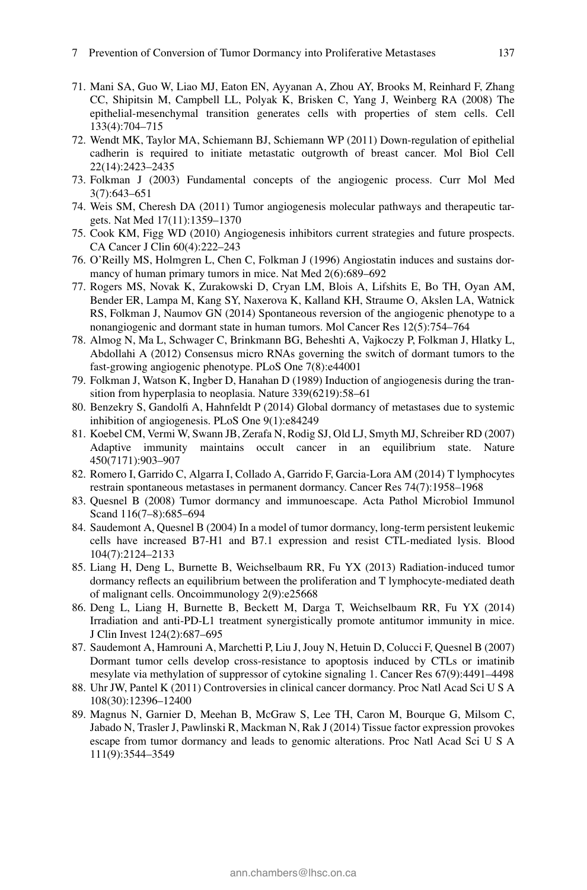71. Mani SA, Guo W, Liao MJ, Eaton EN, Ayyanan A, Zhou AY, Brooks M, Reinhard F, Zhang CC, Shipitsin M, Campbell LL, Polyak K, Brisken C, Yang J, Weinberg RA (2008) The epithelial-mesenchymal transition generates cells with properties of stem cells. Cell 133(4):704–715
72. Wendt MK, Taylor MA, Schiemann BJ, Schiemann WP (2011) Down-regulation of epithelial cadherin is required to initiate metastatic outgrowth of breast cancer. Mol Biol Cell 22(14):2423–2435
73. Folkman J (2003) Fundamental concepts of the angiogenic process. Curr Mol Med 3(7):643–651
74. Weis SM, Cheresh DA (2011) Tumor angiogenesis molecular pathways and therapeutic targets. Nat Med 17(11):1359–1370
75. Cook KM, Figg WD (2010) Angiogenesis inhibitors current strategies and future prospects. CA Cancer J Clin 60(4):222–243
76. O'Reilly MS, Holmgren L, Chen C, Folkman J (1996) Angiostatin induces and sustains dormancy of human primary tumors in mice. Nat Med 2(6):689–692
77. Rogers MS, Novak K, Zurakowski D, Cryan LM, Blois A, Lifshits E, Bo TH, Oyan AM, Bender ER, Lampa M, Kang SY, Naxerova K, Kalland KH, Straume O, Akslen LA, Watnick RS, Folkman J, Naumov GN (2014) Spontaneous reversion of the angiogenic phenotype to a nonangiogenic and dormant state in human tumors. Mol Cancer Res 12(5):754–764
78. Almog N, Ma L, Schwager C, Brinkmann BG, Beheshti A, Vajkoczy P, Folkman J, Hlatky L, Abdollahi A (2012) Consensus micro RNAs governing the switch of dormant tumors to the fast-growing angiogenic phenotype. PLoS One 7(8):e44001
79. Folkman J, Watson K, Ingber D, Hanahan D (1989) Induction of angiogenesis during the transition from hyperplasia to neoplasia. Nature 339(6219):58–61
80. Benzekry S, Gandolfi A, Hahnfeldt P (2014) Global dormancy of metastases due to systemic inhibition of angiogenesis. PLoS One 9(1):e84249
81. Koebel CM, Vermi W, Swann JB, Zerafa N, Rodig SJ, Old LJ, Smyth MJ, Schreiber RD (2007) Adaptive immunity maintains occult cancer in an equilibrium state. Nature 450(7171):903–907
82. Romero I, Garrido C, Algarra I, Collado A, Garrido F, Garcia-Lora AM (2014) T lymphocytes restrain spontaneous metastases in permanent dormancy. Cancer Res 74(7):1958–1968
83. Quesnel B (2008) Tumor dormancy and immunoescape. Acta Pathol Microbiol Immunol Scand 116(7–8):685–694
84. Saudemont A, Quesnel B (2004) In a model of tumor dormancy, long-term persistent leukemic cells have increased B7-H1 and B7.1 expression and resist CTL-mediated lysis. Blood 104(7):2124–2133
85. Liang H, Deng L, Burnette B, Weichselbaum RR, Fu YX (2013) Radiation-induced tumor dormancy reflects an equilibrium between the proliferation and T lymphocyte-mediated death of malignant cells. Oncoimmunology 2(9):e25668
86. Deng L, Liang H, Burnette B, Beckett M, Darga T, Weichselbaum RR, Fu YX (2014) Irradiation and anti-PD-L1 treatment synergistically promote antitumor immunity in mice. J Clin Invest 124(2):687–695
87. Saudemont A, Hamrouni A, Marchetti P, Liu J, Jouy N, Hetuin D, Colucci F, Quesnel B (2007) Dormant tumor cells develop cross-resistance to apoptosis induced by CTLs or imatinib mesylate via methylation of suppressor of cytokine signaling 1. Cancer Res 67(9):4491–4498
88. Uhr JW, Pantel K (2011) Controversies in clinical cancer dormancy. Proc Natl Acad Sci U S A 108(30):12396–12400
89. Magnus N, Garnier D, Meehan B, McGraw S, Lee TH, Caron M, Bourque G, Milsom C, Jabado N, Trasler J, Pawlinski R, Mackman N, Rak J (2014) Tissue factor expression provokes escape from tumor dormancy and leads to genomic alterations. Proc Natl Acad Sci U S A 111(9):3544–3549